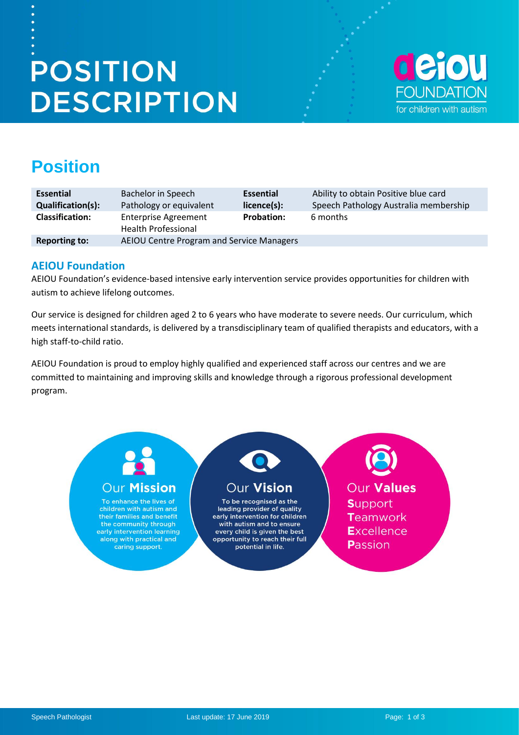# POSITION DESCRIPTION

aeiou FOUNDATION for children with autism

## Position

| | | | |
|---|---|---|---|
| **Essential Qualification(s):** | Bachelor in Speech Pathology or equivalent | **Essential licence(s):** | Ability to obtain Positive blue card<br>Speech Pathology Australia membership |
| **Classification:** | Enterprise Agreement Health Professional | **Probation:** | 6 months |
| **Reporting to:** | AEIOU Centre Program and Service Managers | | |

### AEIOU Foundation

AEIOU Foundation's evidence-based intensive early intervention service provides opportunities for children with autism to achieve lifelong outcomes.

Our service is designed for children aged 2 to 6 years who have moderate to severe needs. Our curriculum, which meets international standards, is delivered by a transdisciplinary team of qualified therapists and educators, with a high staff-to-child ratio.

AEIOU Foundation is proud to employ highly qualified and experienced staff across our centres and we are committed to maintaining and improving skills and knowledge through a rigorous professional development program.

**Our Mission**

To enhance the lives of children with autism and their families and benefit the community through early intervention learning along with practical and caring support.

**Our Vision**

To be recognised as the leading provider of quality early intervention for children with autism and to ensure every child is given the best opportunity to reach their full potential in life.

**Our Values**

**S**upport
**T**eamwork
**E**xcellence
**P**assion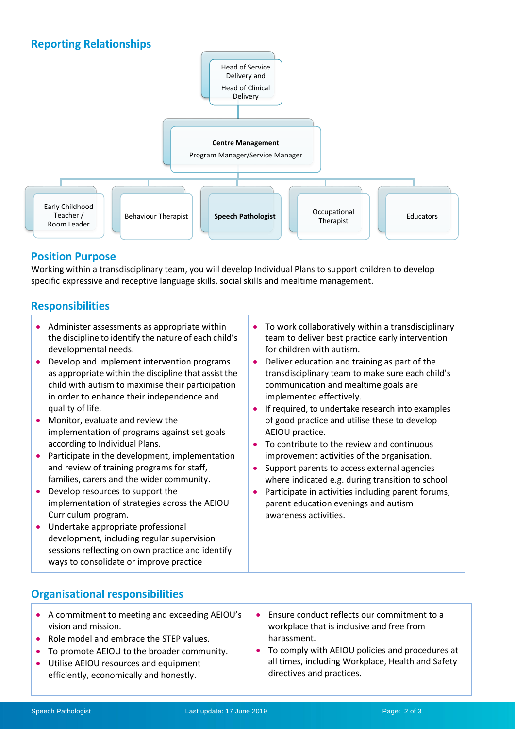## Reporting Relationships

Head of Service Delivery and Head of Clinical Delivery

**Centre Management**
Program Manager/Service Manager

- Early Childhood Teacher / Room Leader
- Behaviour Therapist
- **Speech Pathologist**
- Occupational Therapist
- Educators

## Position Purpose

Working within a transdisciplinary team, you will develop Individual Plans to support children to develop specific expressive and receptive language skills, social skills and mealtime management.

## Responsibilities

- Administer assessments as appropriate within the discipline to identify the nature of each child's developmental needs.
- Develop and implement intervention programs as appropriate within the discipline that assist the child with autism to maximise their participation in order to enhance their independence and quality of life.
- Monitor, evaluate and review the implementation of programs against set goals according to Individual Plans.
- Participate in the development, implementation and review of training programs for staff, families, carers and the wider community.
- Develop resources to support the implementation of strategies across the AEIOU Curriculum program.
- Undertake appropriate professional development, including regular supervision sessions reflecting on own practice and identify ways to consolidate or improve practice
- To work collaboratively within a transdisciplinary team to deliver best practice early intervention for children with autism.
- Deliver education and training as part of the transdisciplinary team to make sure each child's communication and mealtime goals are implemented effectively.
- If required, to undertake research into examples of good practice and utilise these to develop AEIOU practice.
- To contribute to the review and continuous improvement activities of the organisation.
- Support parents to access external agencies where indicated e.g. during transition to school
- Participate in activities including parent forums, parent education evenings and autism awareness activities.

## Organisational responsibilities

- A commitment to meeting and exceeding AEIOU's vision and mission.
- Role model and embrace the STEP values.
- To promote AEIOU to the broader community.
- Utilise AEIOU resources and equipment efficiently, economically and honestly.
- Ensure conduct reflects our commitment to a workplace that is inclusive and free from harassment.
- To comply with AEIOU policies and procedures at all times, including Workplace, Health and Safety directives and practices.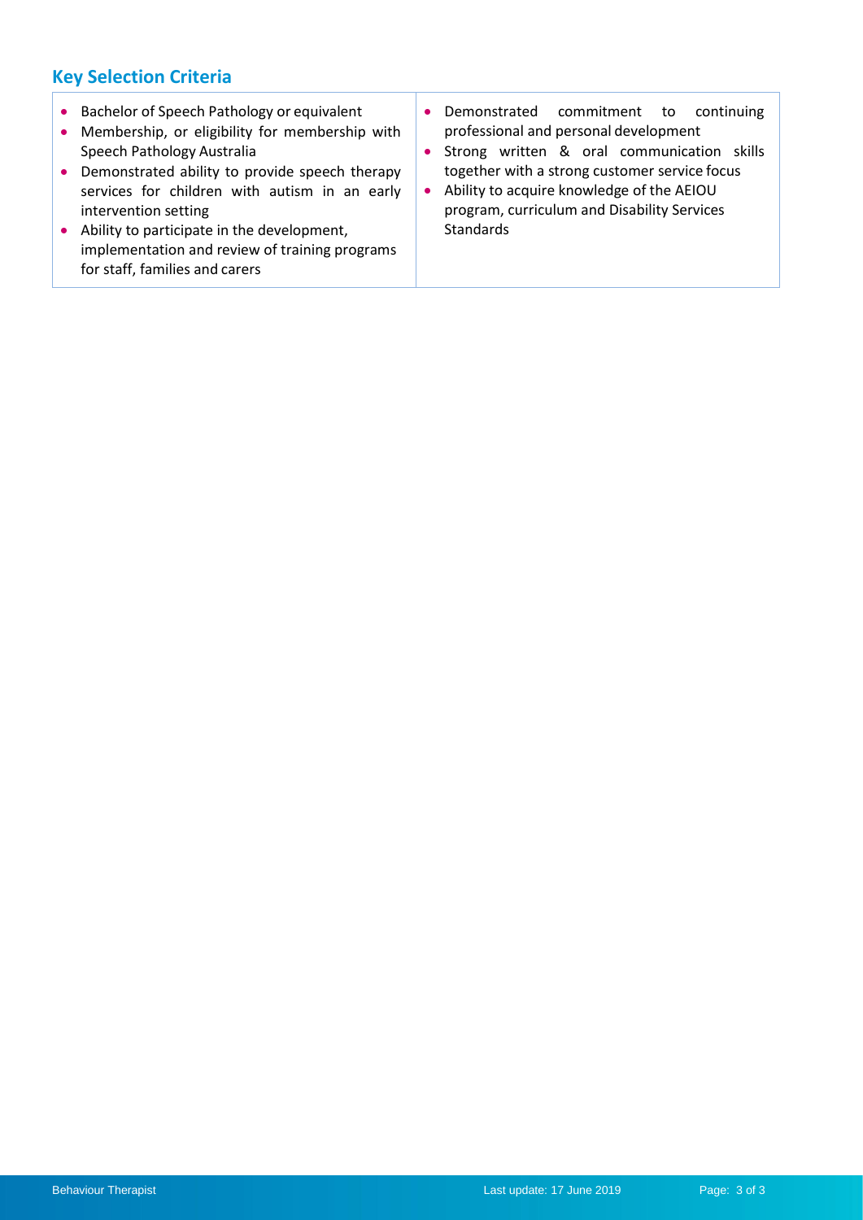## Key Selection Criteria

- Bachelor of Speech Pathology or equivalent
- Membership, or eligibility for membership with Speech Pathology Australia
- Demonstrated ability to provide speech therapy services for children with autism in an early intervention setting
- Ability to participate in the development, implementation and review of training programs for staff, families and carers
- Demonstrated commitment to continuing professional and personal development
- Strong written & oral communication skills together with a strong customer service focus
- Ability to acquire knowledge of the AEIOU program, curriculum and Disability Services Standards